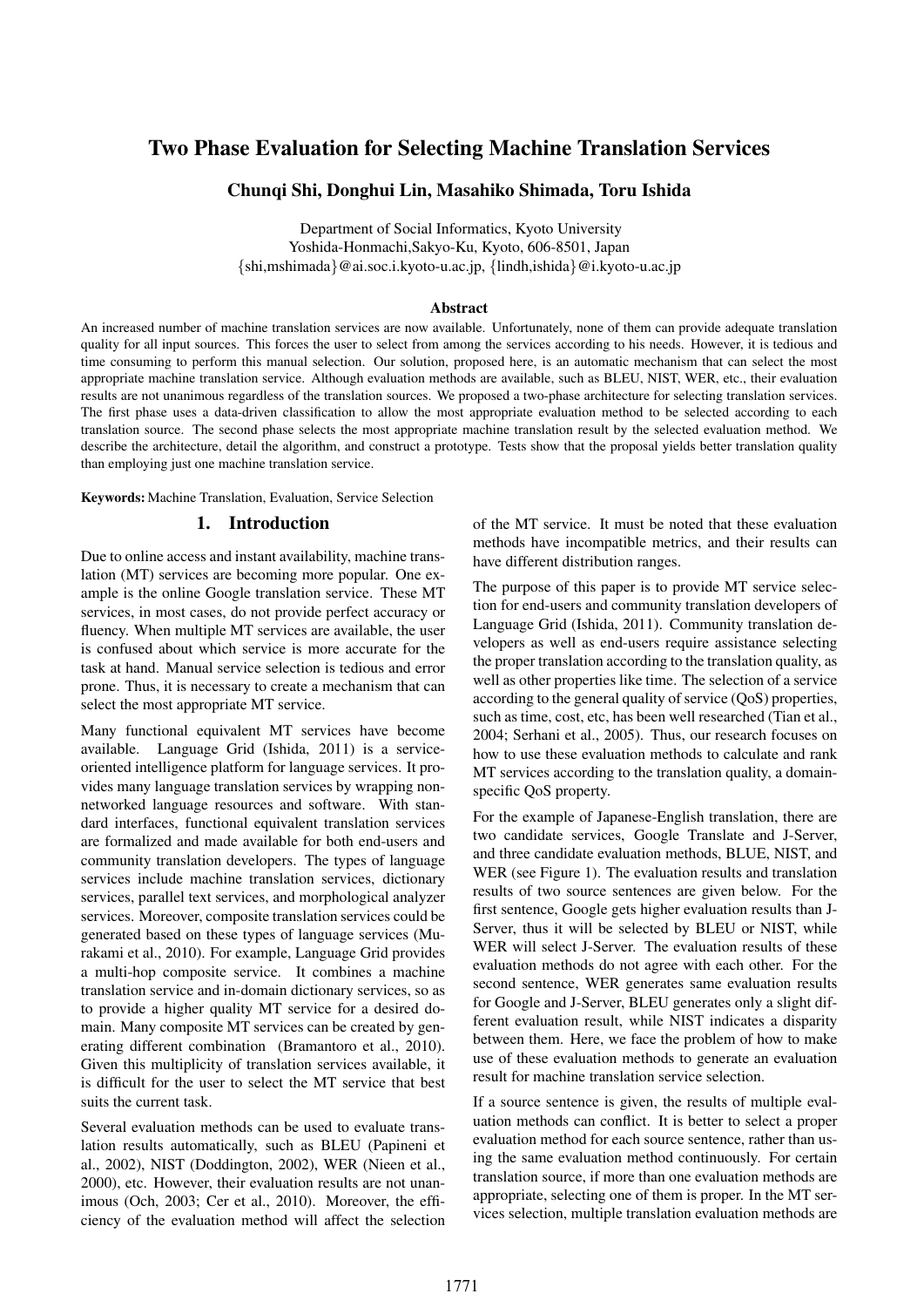# Two Phase Evaluation for Selecting Machine Translation Services

**Chunqi Shi, Donghui Lin, Masahiko Shimada, Toru Ishida**

Department of Social Informatics, Kyoto University
Yoshida-Honmachi,Sakyo-Ku, Kyoto, 606-8501, Japan
{shi,mshimada}@ai.soc.i.kyoto-u.ac.jp, {lindh,ishida}@i.kyoto-u.ac.jp

### Abstract

An increased number of machine translation services are now available. Unfortunately, none of them can provide adequate translation quality for all input sources. This forces the user to select from among the services according to his needs. However, it is tedious and time consuming to perform this manual selection. Our solution, proposed here, is an automatic mechanism that can select the most appropriate machine translation service. Although evaluation methods are available, such as BLEU, NIST, WER, etc., their evaluation results are not unanimous regardless of the translation sources. We proposed a two-phase architecture for selecting translation services. The first phase uses a data-driven classification to allow the most appropriate evaluation method to be selected according to each translation source. The second phase selects the most appropriate machine translation result by the selected evaluation method. We describe the architecture, detail the algorithm, and construct a prototype. Tests show that the proposal yields better translation quality than employing just one machine translation service.

**Keywords:** Machine Translation, Evaluation, Service Selection

## 1. Introduction

Due to online access and instant availability, machine translation (MT) services are becoming more popular. One example is the online Google translation service. These MT services, in most cases, do not provide perfect accuracy or fluency. When multiple MT services are available, the user is confused about which service is more accurate for the task at hand. Manual service selection is tedious and error prone. Thus, it is necessary to create a mechanism that can select the most appropriate MT service.

Many functional equivalent MT services have become available. Language Grid (Ishida, 2011) is a service-oriented intelligence platform for language services. It provides many language translation services by wrapping non-networked language resources and software. With standard interfaces, functional equivalent translation services are formalized and made available for both end-users and community translation developers. The types of language services include machine translation services, dictionary services, parallel text services, and morphological analyzer services. Moreover, composite translation services could be generated based on these types of language services (Murakami et al., 2010). For example, Language Grid provides a multi-hop composite service. It combines a machine translation service and in-domain dictionary services, so as to provide a higher quality MT service for a desired domain. Many composite MT services can be created by generating different combination (Bramantoro et al., 2010). Given this multiplicity of translation services available, it is difficult for the user to select the MT service that best suits the current task.

Several evaluation methods can be used to evaluate translation results automatically, such as BLEU (Papineni et al., 2002), NIST (Doddington, 2002), WER (Nieen et al., 2000), etc. However, their evaluation results are not unanimous (Och, 2003; Cer et al., 2010). Moreover, the efficiency of the evaluation method will affect the selection of the MT service. It must be noted that these evaluation methods have incompatible metrics, and their results can have different distribution ranges.

The purpose of this paper is to provide MT service selection for end-users and community translation developers of Language Grid (Ishida, 2011). Community translation developers as well as end-users require assistance selecting the proper translation according to the translation quality, as well as other properties like time. The selection of a service according to the general quality of service (QoS) properties, such as time, cost, etc, has been well researched (Tian et al., 2004; Serhani et al., 2005). Thus, our research focuses on how to use these evaluation methods to calculate and rank MT services according to the translation quality, a domain-specific QoS property.

For the example of Japanese-English translation, there are two candidate services, Google Translate and J-Server, and three candidate evaluation methods, BLUE, NIST, and WER (see Figure 1). The evaluation results and translation results of two source sentences are given below. For the first sentence, Google gets higher evaluation results than J-Server, thus it will be selected by BLEU or NIST, while WER will select J-Server. The evaluation results of these evaluation methods do not agree with each other. For the second sentence, WER generates same evaluation results for Google and J-Server, BLEU generates only a slight different evaluation result, while NIST indicates a disparity between them. Here, we face the problem of how to make use of these evaluation methods to generate an evaluation result for machine translation service selection.

If a source sentence is given, the results of multiple evaluation methods can conflict. It is better to select a proper evaluation method for each source sentence, rather than using the same evaluation method continuously. For certain translation source, if more than one evaluation methods are appropriate, selecting one of them is proper. In the MT services selection, multiple translation evaluation methods are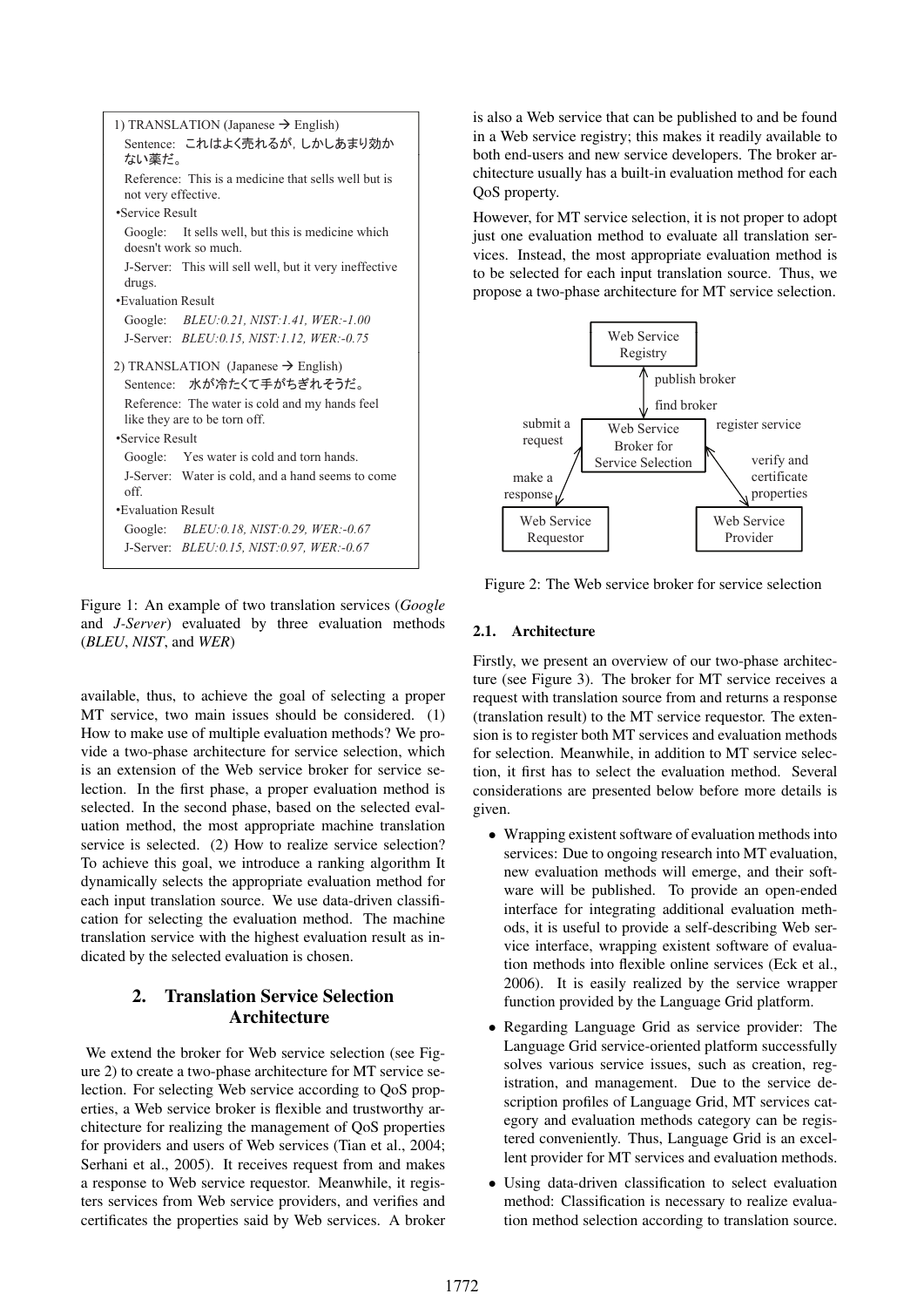1) TRANSLATION (Japanese → English)

Sentence: これはよく売れるが，しかしあまり効かない薬だ。

Reference: This is a medicine that sells well but is not very effective.

•Service Result

Google: It sells well, but this is medicine which doesn't work so much.

J-Server: This will sell well, but it very ineffective drugs.

•Evaluation Result

Google: *BLEU:0.21, NIST:1.41, WER:-1.00*

J-Server: *BLEU:0.15, NIST:1.12, WER:-0.75*

2) TRANSLATION (Japanese → English)

Sentence: 水が冷たくて手がちぎれそうだ。

Reference: The water is cold and my hands feel like they are to be torn off.

•Service Result

Google: Yes water is cold and torn hands.

J-Server: Water is cold, and a hand seems to come off.

•Evaluation Result

Google: *BLEU:0.18, NIST:0.29, WER:-0.67*

J-Server: *BLEU:0.15, NIST:0.97, WER:-0.67*

Figure 1: An example of two translation services (*Google* and *J-Server*) evaluated by three evaluation methods (*BLEU*, *NIST*, and *WER*)

available, thus, to achieve the goal of selecting a proper MT service, two main issues should be considered. (1) How to make use of multiple evaluation methods? We provide a two-phase architecture for service selection, which is an extension of the Web service broker for service selection. In the first phase, a proper evaluation method is selected. In the second phase, based on the selected evaluation method, the most appropriate machine translation service is selected. (2) How to realize service selection? To achieve this goal, we introduce a ranking algorithm It dynamically selects the appropriate evaluation method for each input translation source. We use data-driven classification for selecting the evaluation method. The machine translation service with the highest evaluation result as indicated by the selected evaluation is chosen.

## 2. Translation Service Selection Architecture

We extend the broker for Web service selection (see Figure 2) to create a two-phase architecture for MT service selection. For selecting Web service according to QoS properties, a Web service broker is flexible and trustworthy architecture for realizing the management of QoS properties for providers and users of Web services (Tian et al., 2004; Serhani et al., 2005). It receives request from and makes a response to Web service requestor. Meanwhile, it registers services from Web service providers, and verifies and certificates the properties said by Web services. A broker is also a Web service that can be published to and be found in a Web service registry; this makes it readily available to both end-users and new service developers. The broker architecture usually has a built-in evaluation method for each QoS property.

However, for MT service selection, it is not proper to adopt just one evaluation method to evaluate all translation services. Instead, the most appropriate evaluation method is to be selected for each input translation source. Thus, we propose a two-phase architecture for MT service selection.

Web Service Registry

publish broker

find broker

submit a request

Web Service Broker for Service Selection

register service

make a response

verify and certificate properties

Web Service Requestor

Web Service Provider

Figure 2: The Web service broker for service selection

### 2.1. Architecture

Firstly, we present an overview of our two-phase architecture (see Figure 3). The broker for MT service receives a request with translation source from and returns a response (translation result) to both the MT service requestor. The extension is to register both MT services and evaluation methods for selection. Meanwhile, in addition to MT service selection, it first has to select the evaluation method. Several considerations are presented below before more details is given.

- Wrapping existent software of evaluation methods into services: Due to ongoing research into MT evaluation, new evaluation methods will emerge, and their software will be published. To provide an open-ended interface for integrating additional evaluation methods, it is useful to provide a self-describing Web service interface, wrapping existent software of evaluation methods into flexible online services (Eck et al., 2006). It is easily realized by the service wrapper function provided by the Language Grid platform.
- Regarding Language Grid as service provider: The Language Grid service-oriented platform successfully solves various service issues, such as creation, registration, and management. Due to the service description profiles of Language Grid, MT services category and evaluation methods category can be registered conveniently. Thus, Language Grid is an excellent provider for MT services and evaluation methods.
- Using data-driven classification to select evaluation method: Classification is necessary to realize evaluation method selection according to translation source.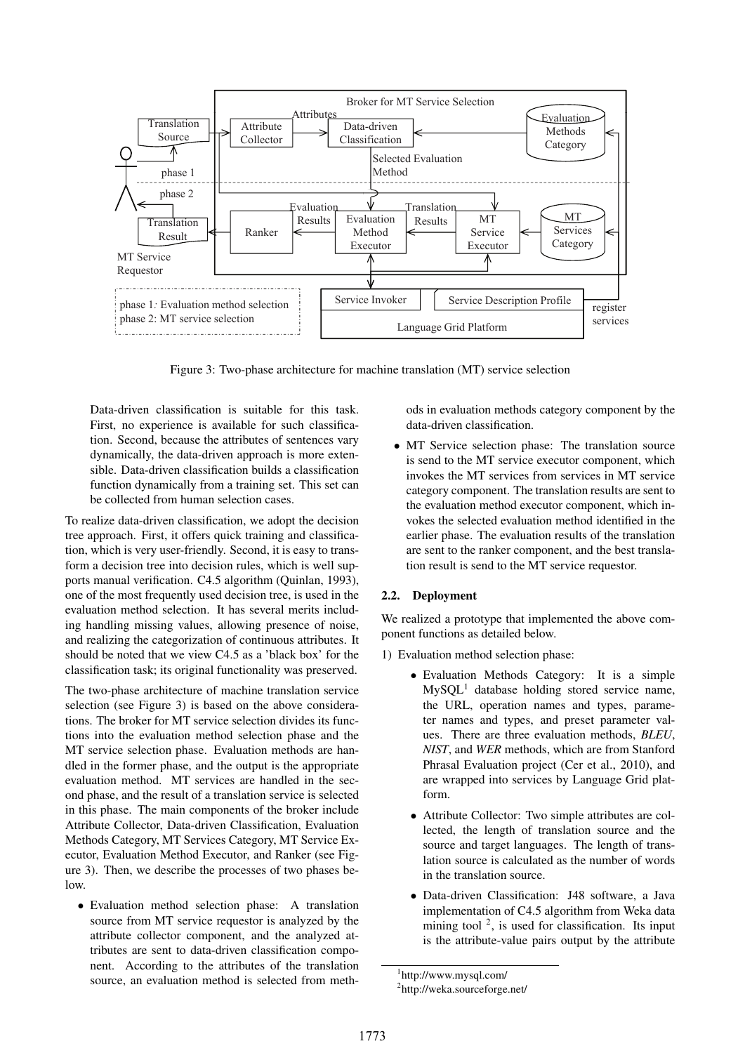Figure 3: Two-phase architecture for machine translation (MT) service selection

Data-driven classification is suitable for this task. First, no experience is available for such classification. Second, because the attributes of sentences vary dynamically, the data-driven approach is more extensible. Data-driven classification builds a classification function dynamically from a training set. This set can be collected from human selection cases.

To realize data-driven classification, we adopt the decision tree approach. First, it offers quick training and classification, which is very user-friendly. Second, it is easy to transform a decision tree into decision rules, which is well supports manual verification. C4.5 algorithm (Quinlan, 1993), one of the most frequently used decision tree, is used in the evaluation method selection. It has several merits including handling missing values, allowing presence of noise, and realizing the categorization of continuous attributes. It should be noted that we view C4.5 as a 'black box' for the classification task; its original functionality was preserved.

The two-phase architecture of machine translation service selection (see Figure 3) is based on the above considerations. The broker for MT service selection divides its functions into the evaluation method selection phase and the MT service selection phase. Evaluation methods are handled in the former phase, and the output is the appropriate evaluation method. MT services are handled in the second phase, and the result of a translation service is selected in this phase. The main components of the broker include Attribute Collector, Data-driven Classification, Evaluation Methods Category, MT Services Category, MT Service Executor, Evaluation Method Executor, and Ranker (see Figure 3). Then, we describe the processes of two phases below.

- Evaluation method selection phase: A translation source from MT service requestor is analyzed by the attribute collector component, and the analyzed attributes are sent to data-driven classification component. According to the attributes of the translation source, an evaluation method is selected from methods in evaluation methods category component by the data-driven classification.
- MT Service selection phase: The translation source is send to the MT service executor component, which invokes the MT services from services in MT service category component. The translation results are sent to the evaluation method executor component, which invokes the selected evaluation method identified in the earlier phase. The evaluation results of the translation are sent to the ranker component, and the best translation result is send to the MT service requestor.

### 2.2. Deployment

We realized a prototype that implemented the above component functions as detailed below.

1) Evaluation method selection phase:

- Evaluation Methods Category: It is a simple MySQL[1] database holding stored service name, the URL, operation names and types, parameter names and types, and preset parameter values. There are three evaluation methods, *BLEU*, *NIST*, and *WER* methods, which are from Stanford Phrasal Evaluation project (Cer et al., 2010), and are wrapped into services by Language Grid platform.
- Attribute Collector: Two simple attributes are collected, the length of translation source and the source and target languages. The length of translation source is calculated as the number of words in the translation source.
- Data-driven Classification: J48 software, a Java implementation of C4.5 algorithm from Weka data mining tool [2], is used for classification. Its input is the attribute-value pairs output by the attribute

[1] http://www.mysql.com/

[2] http://weka.sourceforge.net/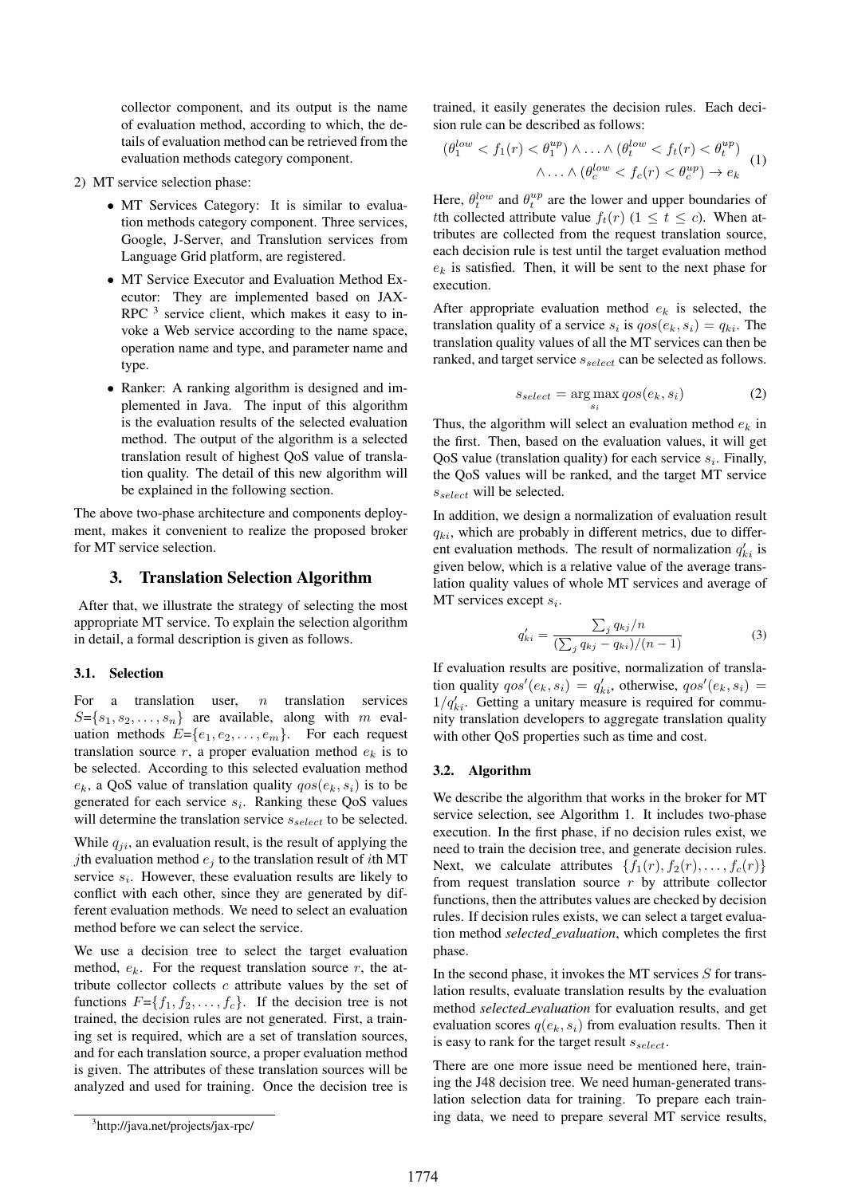collector component, and its output is the name of evaluation method, according to which, the details of evaluation method can be retrieved from the evaluation methods category component.

2) MT service selection phase:

- MT Services Category: It is similar to evaluation methods category component. Three services, Google, J-Server, and Translution services from Language Grid platform, are registered.
- MT Service Executor and Evaluation Method Executor: They are implemented based on JAX-RPC [3] service client, which makes it easy to invoke a Web service according to the name space, operation name and type, and parameter name and type.
- Ranker: A ranking algorithm is designed and implemented in Java. The input of this algorithm is the evaluation results of the selected evaluation method. The output of the algorithm is a selected translation result of highest QoS value of translation quality. The detail of this new algorithm will be explained in the following section.

The above two-phase architecture and components deployment, makes it convenient to realize the proposed broker for MT service selection.

## 3. Translation Selection Algorithm

After that, we illustrate the strategy of selecting the most appropriate MT service. To explain the selection algorithm in detail, a formal description is given as follows.

### 3.1. Selection

For a translation user, $n$ translation services $S$=$\{s_1, s_2, \ldots, s_n\}$ are available, along with $m$ evaluation methods $E$=$\{e_1, e_2, \ldots, e_m\}$. For each request translation source $r$, a proper evaluation method $e_k$ is to be selected. According to this selected evaluation method $e_k$, a QoS value of translation quality $qos(e_k, s_i)$ is to be generated for each service $s_i$. Ranking these QoS values will determine the translation service $s_{select}$ to be selected.

While $q_{ji}$, an evaluation result, is the result of applying the $j$th evaluation method $e_j$ to the translation result of $i$th MT service $s_i$. However, these evaluation results are likely to conflict with each other, since they are generated by different evaluation methods. We need to select an evaluation method before we can select the service.

We use a decision tree to select the target evaluation method, $e_k$. For the request translation source $r$, the attribute collector collects $c$ attribute values by the set of functions $F$=$\{f_1, f_2, \ldots, f_c\}$. If the decision tree is not trained, the decision rules are not generated. First, a training set is required, which are a set of translation sources, and for each translation source, a proper evaluation method is given. The attributes of these translation sources will be analyzed and used for training. Once the decision tree is trained, it easily generates the decision rules. Each decision rule can be described as follows:

$$(\theta_1^{low} < f_1(r) < \theta_1^{up}) \wedge \ldots \wedge (\theta_t^{low} < f_t(r) < \theta_t^{up}) \\ \wedge \ldots \wedge (\theta_c^{low} < f_c(r) < \theta_c^{up}) \rightarrow e_k \quad (1)$$

Here, $\theta_t^{low}$ and $\theta_t^{up}$ are the lower and upper boundaries of $t$th collected attribute value $f_t(r)$ ($1 \leq t \leq c$). When attributes are collected from the request translation source, each decision rule is test until the target evaluation method $e_k$ is satisfied. Then, it will be sent to the next phase for execution.

After appropriate evaluation method $e_k$ is selected, the translation quality of a service $s_i$ is $qos(e_k, s_i) = q_{ki}$. The translation quality values of all the MT services can then be ranked, and target service $s_{select}$ can be selected as follows.

$$s_{select} = \arg\max_{s_i} qos(e_k, s_i) \quad (2)$$

Thus, the algorithm will select an evaluation method $e_k$ in the first. Then, based on the evaluation values, it will get QoS value (translation quality) for each service $s_i$. Finally, the QoS values will be ranked, and the target MT service $s_{select}$ will be selected.

In addition, we design a normalization of evaluation result $q_{ki}$, which are probably in different metrics, due to different evaluation methods. The result of normalization $q'_{ki}$ is given below, which is a relative value of the average translation quality values of whole MT services and average of MT services except $s_i$.

$$q'_{ki} = \frac{\sum_j q_{kj}/n}{(\sum_j q_{kj} - q_{ki})/(n-1)} \quad (3)$$

If evaluation results are positive, normalization of translation quality $qos'(e_k, s_i) = q'_{ki}$, otherwise, $qos'(e_k, s_i) = 1/q'_{ki}$. Getting a unitary measure is required for community translation developers to aggregate translation quality with other QoS properties such as time and cost.

### 3.2. Algorithm

We describe the algorithm that works in the broker for MT service selection, see Algorithm 1. It includes two-phase execution. In the first phase, if no decision rules exist, we need to train the decision tree, and generate decision rules. Next, we calculate attributes $\{f_1(r), f_2(r), \ldots, f_c(r)\}$ from request translation source $r$ by attribute collector functions, then the attributes values are checked by decision rules. If decision rules exists, we can select a target evaluation method *selected_evaluation*, which completes the first phase.

In the second phase, it invokes the MT services $S$ for translation results, evaluate translation results by the evaluation method *selected_evaluation* for evaluation results, and get evaluation scores $q(e_k, s_i)$ from evaluation results. Then it is easy to rank for the target result $s_{select}$.

There are one more issue need be mentioned here, training the J48 decision tree. We need human-generated translation selection data for training. To prepare each training data, we need to prepare several MT service results,

[3] http://java.net/projects/jax-rpc/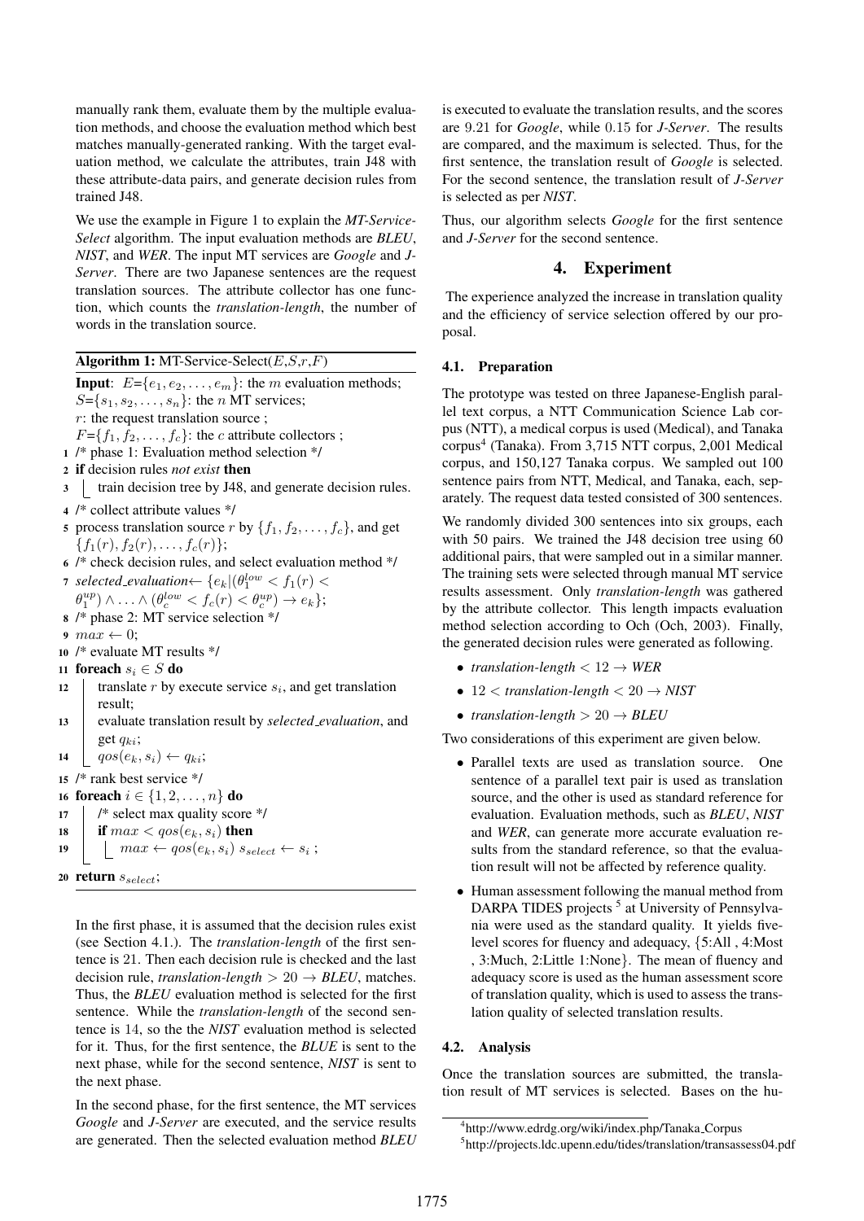manually rank them, evaluate them by the multiple evaluation methods, and choose the evaluation method which best matches manually-generated ranking. With the target evaluation method, we calculate the attributes, train J48 with these attribute-data pairs, and generate decision rules from trained J48.

We use the example in Figure 1 to explain the *MT-Service-Select* algorithm. The input evaluation methods are *BLEU*, *NIST*, and *WER*. The input MT services are *Google* and *J-Server*. There are two Japanese sentences are the request translation sources. The attribute collector has one function, which counts the *translation-length*, the number of words in the translation source.

**Algorithm 1:** MT-Service-Select($E$,$S$,$r$,$F$)

**Input**: $E$={$e_1, e_2, \ldots, e_m$}: the $m$ evaluation methods;
$S$={$s_1, s_2, \ldots, s_n$}: the $n$ MT services;
$r$: the request translation source ;
$F$={$f_1, f_2, \ldots, f_c$}: the $c$ attribute collectors ;

```
1  /* phase 1: Evaluation method selection */
2  if decision rules not exist then
3  |  train decision tree by J48, and generate decision rules.
4  /* collect attribute values */
5  process translation source r by {f_1, f_2, ..., f_c}, and get
   {f_1(r), f_2(r), ..., f_c(r)};
6  /* check decision rules, and select evaluation method */
7  selected_evaluation <- {e_k | (θ_1^low < f_1(r) <
   θ_1^up) ∧ ... ∧ (θ_c^low < f_c(r) < θ_c^up) → e_k};
8  /* phase 2: MT service selection */
9  max <- 0;
10 /* evaluate MT results */
11 foreach s_i ∈ S do
12 |  translate r by execute service s_i, and get translation
   |  result;
13 |  evaluate translation result by selected_evaluation, and
   |  get q_ki;
14 |  qos(e_k, s_i) <- q_ki;
15 /* rank best service */
16 foreach i ∈ {1, 2, ..., n} do
17 |  /* select max quality score */
18 |  if max < qos(e_k, s_i) then
19 |  |  max <- qos(e_k, s_i) s_select <- s_i ;
20 return s_select;
```

In the first phase, it is assumed that the decision rules exist (see Section 4.1.). The *translation-length* of the first sentence is 21. Then each decision rule is checked and the last decision rule, *translation-length* $> 20 \rightarrow$ *BLEU*, matches. Thus, the *BLEU* evaluation method is selected for the first sentence. While the *translation-length* of the second sentence is 14, so the the *NIST* evaluation method is selected for it. Thus, for the first sentence, the *BLUE* is sent to the next phase, while for the second sentence, *NIST* is sent to the next phase.

In the second phase, for the first sentence, the MT services *Google* and *J-Server* are executed, and the service results are generated. Then the selected evaluation method *BLEU* is executed to evaluate the translation results, and the scores are 9.21 for *Google*, while 0.15 for *J-Server*. The results are compared, and the maximum is selected. Thus, for the first sentence, the translation result of *Google* is selected. For the second sentence, the translation result of *J-Server* is selected as per *NIST*.

Thus, our algorithm selects *Google* for the first sentence and *J-Server* for the second sentence.

# 4. Experiment

The experience analyzed the increase in translation quality and the efficiency of service selection offered by our proposal.

## 4.1. Preparation

The prototype was tested on three Japanese-English parallel text corpus, a NTT Communication Science Lab corpus (NTT), a medical corpus is used (Medical), and Tanaka corpus[4] (Tanaka). From 3,715 NTT corpus, 2,001 Medical corpus, and 150,127 Tanaka corpus. We sampled out 100 sentence pairs from NTT, Medical, and Tanaka, each, separately. The request data tested consisted of 300 sentences.

We randomly divided 300 sentences into six groups, each with 50 pairs. We trained the J48 decision tree using 60 additional pairs, that were sampled out in a similar manner. The training sets were selected through manual MT service results assessment. Only *translation-length* was gathered by the attribute collector. This length impacts evaluation method selection according to Och (Och, 2003). Finally, the generated decision rules were generated as following.

- *translation-length* $< 12 \rightarrow$ *WER*
- $12 <$ *translation-length* $< 20 \rightarrow$ *NIST*
- *translation-length* $> 20 \rightarrow$ *BLEU*

Two considerations of this experiment are given below.

- Parallel texts are used as translation source. One sentence of a parallel text pair is used as translation source, and the other is used as standard reference for evaluation. Evaluation methods, such as *BLEU*, *NIST* and *WER*, can generate more accurate evaluation results from the standard reference, so that the evaluation result will not be affected by reference quality.
- Human assessment following the manual method from DARPA TIDES projects [5] at University of Pennsylvania were used as the standard quality. It yields five-level scores for fluency and adequacy, {5:All , 4:Most , 3:Much, 2:Little 1:None}. The mean of fluency and adequacy score is used as the human assessment score of translation quality, which is used to assess the translation quality of selected translation results.

## 4.2. Analysis

Once the translation sources are submitted, the translation result of MT services is selected. Bases on the hu-

[4] http://www.edrdg.org/wiki/index.php/Tanaka_Corpus

[5] http://projects.ldc.upenn.edu/tides/translation/transassess04.pdf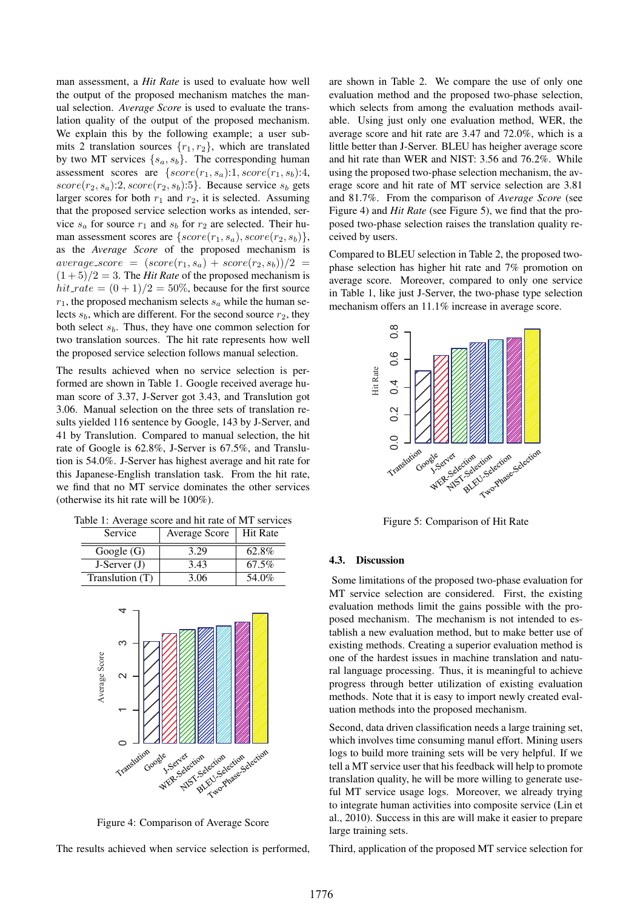man assessment, a *Hit Rate* is used to evaluate how well the output of the proposed mechanism matches the manual selection. *Average Score* is used to evaluate the translation quality of the output of the proposed mechanism. We explain this by the following example; a user submits 2 translation sources $\{r_1, r_2\}$, which are translated by two MT services $\{s_a, s_b\}$. The corresponding human assessment scores are $\{score(r_1, s_a)$:1, $score(r_1, s_b)$:4, $score(r_2, s_a)$:2, $score(r_2, s_b)$:5$\}$. Because service $s_b$ gets larger scores for both $r_1$ and $r_2$, it is selected. Assuming that the proposed service selection works as intended, service $s_a$ for source $r_1$ and $s_b$ for $r_2$ are selected. Their human assessment scores are $\{score(r_1, s_a), score(r_2, s_b)\}$, as the *Average Score* of the proposed mechanism is $average\_score = (score(r_1, s_a) + score(r_2, s_b))/2 = (1+5)/2 = 3$. The *Hit Rate* of the proposed mechanism is $hit\_rate = (0+1)/2 = 50\%$, because for the first source $r_1$, the proposed mechanism selects $s_a$ while the human selects $s_b$, which are different. For the second source $r_2$, they both select $s_b$. Thus, they have one common selection for two translation sources. The hit rate represents how well the proposed service selection follows manual selection.

The results achieved when no service selection is performed are shown in Table 1. Google received average human score of 3.37, J-Server got 3.43, and Translution got 3.06. Manual selection on the three sets of translation results yielded 116 sentence by Google, 143 by J-Server, and 41 by Translution. Compared to manual selection, the hit rate of Google is 62.8%, J-Server is 67.5%, and Translution is 54.0%. J-Server has highest average and hit rate for this Japanese-English translation task. From the hit rate, we find that no MT service dominates the other services (otherwise its hit rate will be 100%).

Table 1: Average score and hit rate of MT services

| Service | Average Score | Hit Rate |
|---|---|---|
| Google (G) | 3.29 | 62.8% |
| J-Server (J) | 3.43 | 67.5% |
| Translution (T) | 3.06 | 54.0% |

Figure 4: Comparison of Average Score

The results achieved when service selection is performed, are shown in Table 2. We compare the use of only one evaluation method and the proposed two-phase selection, which selects from among the evaluation methods available. Using just only one evaluation method, WER, the average score and hit rate are 3.47 and 72.0%, which is a little better than J-Server. BLEU has heigher average score and hit rate than WER and NIST: 3.56 and 76.2%. While using the proposed two-phase selection mechanism, the average score and hit rate of MT service selection are 3.81 and 81.7%. From the comparison of *Average Score* (see Figure 4) and *Hit Rate* (see Figure 5), we find that the proposed two-phase selection raises the translation quality received by users.

Compared to BLEU selection in Table 2, the proposed two-phase selection has higher hit rate and 7% promotion on average score. Moreover, compared to only one service in Table 1, like just J-Server, the two-phase type selection mechanism offers an 11.1% increase in average score.

Figure 5: Comparison of Hit Rate

### 4.3. Discussion

Some limitations of the proposed two-phase evaluation for MT service selection are considered. First, the existing evaluation methods limit the gains possible with the proposed mechanism. The mechanism is not intended to establish a new evaluation method, but to make better use of existing methods. Creating a superior evaluation method is one of the hardest issues in machine translation and natural language processing. Thus, it is meaningful to achieve progress through better utilization of existing evaluation methods. Note that it is easy to import newly created evaluation methods into the proposed mechanism.

Second, data driven classification needs a large training set, which involves time consuming manul effort. Mining users logs to build more training sets will be very helpful. If we tell a MT service user that his feedback will help to promote translation quality, he will be more willing to generate useful MT service usage logs. Moreover, we already trying to integrate human activities into composite service (Lin et al., 2010). Success in this are will make it easier to prepare large training sets.

Third, application of the proposed MT service selection for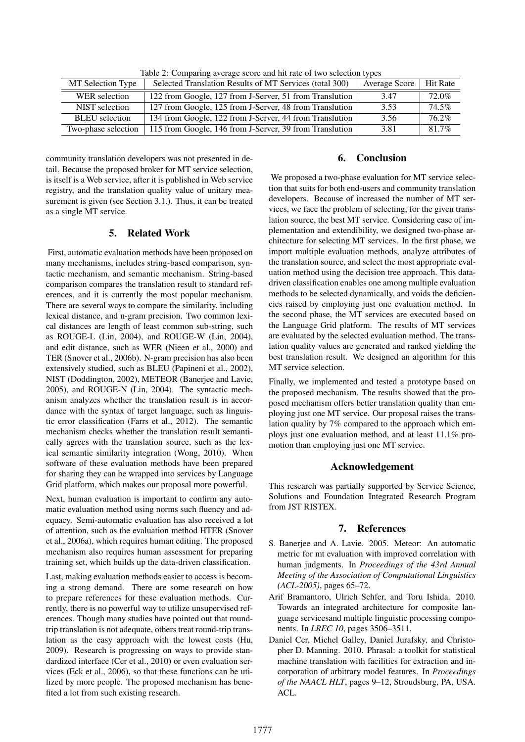Table 2: Comparing average score and hit rate of two selection types

| MT Selection Type | Selected Translation Results of MT Services (total 300) | Average Score | Hit Rate |
|---|---|---|---|
| WER selection | 122 from Google, 127 from J-Server, 51 from Translution | 3.47 | 72.0% |
| NIST selection | 127 from Google, 125 from J-Server, 48 from Translution | 3.53 | 74.5% |
| BLEU selection | 134 from Google, 122 from J-Server, 44 from Translution | 3.56 | 76.2% |
| Two-phase selection | 115 from Google, 146 from J-Server, 39 from Translution | 3.81 | 81.7% |

community translation developers was not presented in detail. Because the proposed broker for MT service selection, is itself is a Web service, after it is published in Web service registry, and the translation quality value of unitary measurement is given (see Section 3.1.). Thus, it can be treated as a single MT service.

## 5. Related Work

First, automatic evaluation methods have been proposed on many mechanisms, includes string-based comparison, syntactic mechanism, and semantic mechanism. String-based comparison compares the translation result to standard references, and it is currently the most popular mechanism. There are several ways to compare the similarity, including lexical distance, and n-gram precision. Two common lexical distances are length of least common sub-string, such as ROUGE-L (Lin, 2004), and ROUGE-W (Lin, 2004), and edit distance, such as WER (Nieen et al., 2000) and TER (Snover et al., 2006b). N-gram precision has also been extensively studied, such as BLEU (Papineni et al., 2002), NIST (Doddington, 2002), METEOR (Banerjee and Lavie, 2005), and ROUGE-N (Lin, 2004). The syntactic mechanism analyzes whether the translation result is in accordance with the syntax of target language, such as linguistic error classification (Farrs et al., 2012). The semantic mechanism checks whether the translation result semantically agrees with the translation source, such as the lexical semantic similarity integration (Wong, 2010). When software of these evaluation methods have been prepared for sharing they can be wrapped into services by Language Grid platform, which makes our proposal more powerful.

Next, human evaluation is important to confirm any automatic evaluation method using norms such fluency and adequacy. Semi-automatic evaluation has also received a lot of attention, such as the evaluation method HTER (Snover et al., 2006a), which requires human editing. The proposed mechanism also requires human assessment for preparing training set, which builds up the data-driven classification.

Last, making evaluation methods easier to access is becoming a strong demand. There are some research on how to prepare references for these evaluation methods. Currently, there is no powerful way to utilize unsupervised references. Though many studies have pointed out that round-trip translation is not adequate, others treat round-trip translation as the easy approach with the lowest costs (Hu, 2009). Research is progressing on ways to provide standardized interface (Cer et al., 2010) or even evaluation services (Eck et al., 2006), so that these functions can be utilized by more people. The proposed mechanism has benefited a lot from such existing research.

## 6. Conclusion

We proposed a two-phase evaluation for MT service selection that suits for both end-users and community translation developers. Because of increased the number of MT services, we face the problem of selecting, for the given translation source, the best MT service. Considering ease of implementation and extendibility, we designed two-phase architecture for selecting MT services. In the first phase, we import multiple evaluation methods, analyze attributes of the translation source, and select the most appropriate evaluation method using the decision tree approach. This data-driven classification enables one among multiple evaluation methods to be selected dynamically, and voids the deficiencies raised by employing just one evaluation method. In the second phase, the MT services are executed based on the Language Grid platform. The results of MT services are evaluated by the selected evaluation method. The translation quality values are generated and ranked yielding the best translation result. We designed an algorithm for this MT service selection.

Finally, we implemented and tested a prototype based on the proposed mechanism. The results showed that the proposed mechanism offers better translation quality than employing just one MT service. Our proposal raises the translation quality by 7% compared to the approach which employs just one evaluation method, and at least 11.1% promotion than employing just one MT service.

## Acknowledgement

This research was partially supported by Service Science, Solutions and Foundation Integrated Research Program from JST RISTEX.

## 7. References

S. Banerjee and A. Lavie. 2005. Meteor: An automatic metric for mt evaluation with improved correlation with human judgments. In *Proceedings of the 43rd Annual Meeting of the Association of Computational Linguistics (ACL-2005)*, pages 65–72.

Arif Bramantoro, Ulrich Schfer, and Toru Ishida. 2010. Towards an integrated architecture for composite language servicesand multiple linguistic processing components. In *LREC 10*, pages 3506–3511.

Daniel Cer, Michel Galley, Daniel Jurafsky, and Christopher D. Manning. 2010. Phrasal: a toolkit for statistical machine translation with facilities for extraction and incorporation of arbitrary model features. In *Proceedings of the NAACL HLT*, pages 9–12, Stroudsburg, PA, USA. ACL.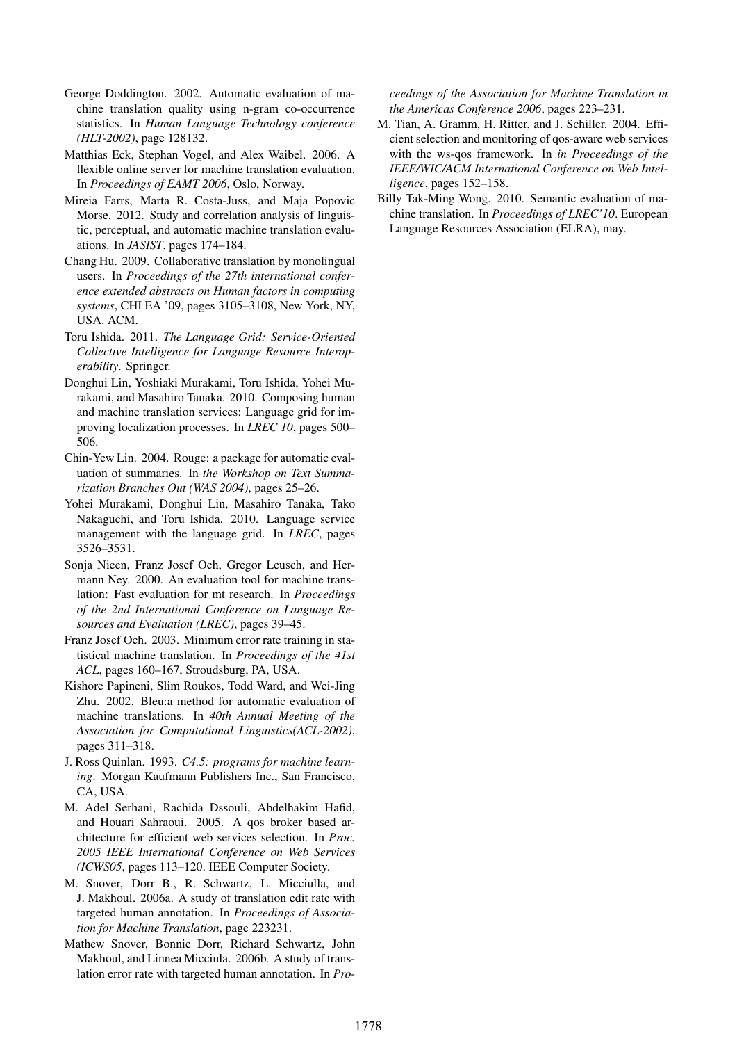George Doddington. 2002. Automatic evaluation of machine translation quality using n-gram co-occurrence statistics. In *Human Language Technology conference (HLT-2002)*, page 128132.

Matthias Eck, Stephan Vogel, and Alex Waibel. 2006. A flexible online server for machine translation evaluation. In *Proceedings of EAMT 2006*, Oslo, Norway.

Mireia Farrs, Marta R. Costa-Juss, and Maja Popovic Morse. 2012. Study and correlation analysis of linguistic, perceptual, and automatic machine translation evaluations. In *JASIST*, pages 174–184.

Chang Hu. 2009. Collaborative translation by monolingual users. In *Proceedings of the 27th international conference extended abstracts on Human factors in computing systems*, CHI EA '09, pages 3105–3108, New York, NY, USA. ACM.

Toru Ishida. 2011. *The Language Grid: Service-Oriented Collective Intelligence for Language Resource Interoperability*. Springer.

Donghui Lin, Yoshiaki Murakami, Toru Ishida, Yohei Murakami, and Masahiro Tanaka. 2010. Composing human and machine translation services: Language grid for improving localization processes. In *LREC 10*, pages 500–506.

Chin-Yew Lin. 2004. Rouge: a package for automatic evaluation of summaries. In *the Workshop on Text Summarization Branches Out (WAS 2004)*, pages 25–26.

Yohei Murakami, Donghui Lin, Masahiro Tanaka, Tako Nakaguchi, and Toru Ishida. 2010. Language service management with the language grid. In *LREC*, pages 3526–3531.

Sonja Nieen, Franz Josef Och, Gregor Leusch, and Hermann Ney. 2000. An evaluation tool for machine translation: Fast evaluation for mt research. In *Proceedings of the 2nd International Conference on Language Resources and Evaluation (LREC)*, pages 39–45.

Franz Josef Och. 2003. Minimum error rate training in statistical machine translation. In *Proceedings of the 41st ACL*, pages 160–167, Stroudsburg, PA, USA.

Kishore Papineni, Slim Roukos, Todd Ward, and Wei-Jing Zhu. 2002. Bleu:a method for automatic evaluation of machine translations. In *40th Annual Meeting of the Association for Computational Linguistics(ACL-2002)*, pages 311–318.

J. Ross Quinlan. 1993. *C4.5: programs for machine learning*. Morgan Kaufmann Publishers Inc., San Francisco, CA, USA.

M. Adel Serhani, Rachida Dssouli, Abdelhakim Hafid, and Houari Sahraoui. 2005. A qos broker based architecture for efficient web services selection. In *Proc. 2005 IEEE International Conference on Web Services (ICWS05*, pages 113–120. IEEE Computer Society.

M. Snover, Dorr B., R. Schwartz, L. Micciulla, and J. Makhoul. 2006a. A study of translation edit rate with targeted human annotation. In *Proceedings of Association for Machine Translation*, page 223231.

Mathew Snover, Bonnie Dorr, Richard Schwartz, John Makhoul, and Linnea Micciula. 2006b. A study of translation error rate with targeted human annotation. In *Proceedings of the Association for Machine Translation in the Americas Conference 2006*, pages 223–231.

M. Tian, A. Gramm, H. Ritter, and J. Schiller. 2004. Efficient selection and monitoring of qos-aware web services with the ws-qos framework. In *in Proceedings of the IEEE/WIC/ACM International Conference on Web Intelligence*, pages 152–158.

Billy Tak-Ming Wong. 2010. Semantic evaluation of machine translation. In *Proceedings of LREC'10*. European Language Resources Association (ELRA), may.